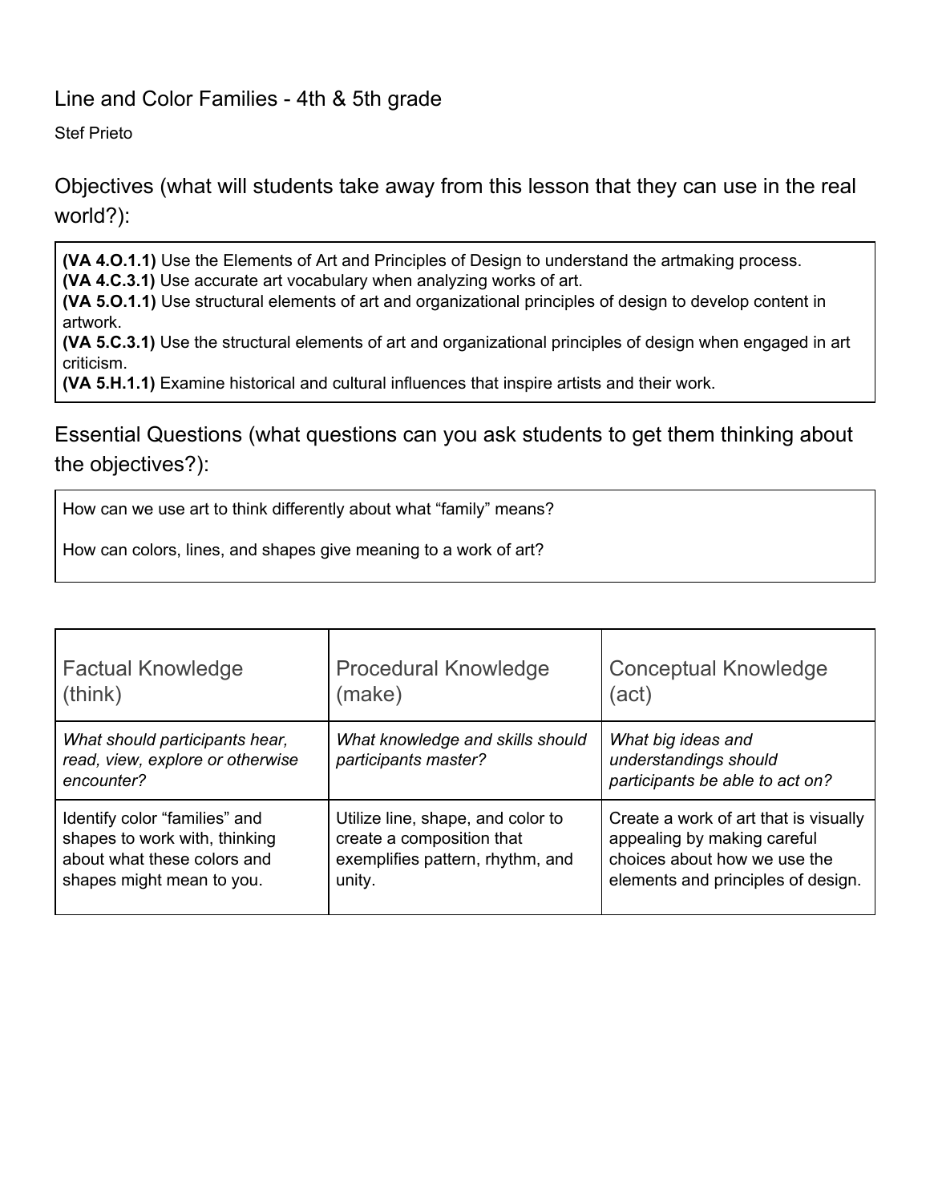# Line and Color Families - 4th & 5th grade

Stef Prieto

## Objectives (what will students take away from this lesson that they can use in the real world?):

**(VA 4.O.1.1)** Use the Elements of Art and Principles of Design to understand the artmaking process.
**(VA 4.C.3.1)** Use accurate art vocabulary when analyzing works of art.
**(VA 5.O.1.1)** Use structural elements of art and organizational principles of design to develop content in artwork.
**(VA 5.C.3.1)** Use the structural elements of art and organizational principles of design when engaged in art criticism.
**(VA 5.H.1.1)** Examine historical and cultural influences that inspire artists and their work.

## Essential Questions (what questions can you ask students to get them thinking about the objectives?):

How can we use art to think differently about what "family" means?

How can colors, lines, and shapes give meaning to a work of art?

| Factual Knowledge (think) | Procedural Knowledge (make) | Conceptual Knowledge (act) |
|---|---|---|
| *What should participants hear, read, view, explore or otherwise encounter?* | *What knowledge and skills should participants master?* | *What big ideas and understandings should participants be able to act on?* |
| Identify color "families" and shapes to work with, thinking about what these colors and shapes might mean to you. | Utilize line, shape, and color to create a composition that exemplifies pattern, rhythm, and unity. | Create a work of art that is visually appealing by making careful choices about how we use the elements and principles of design. |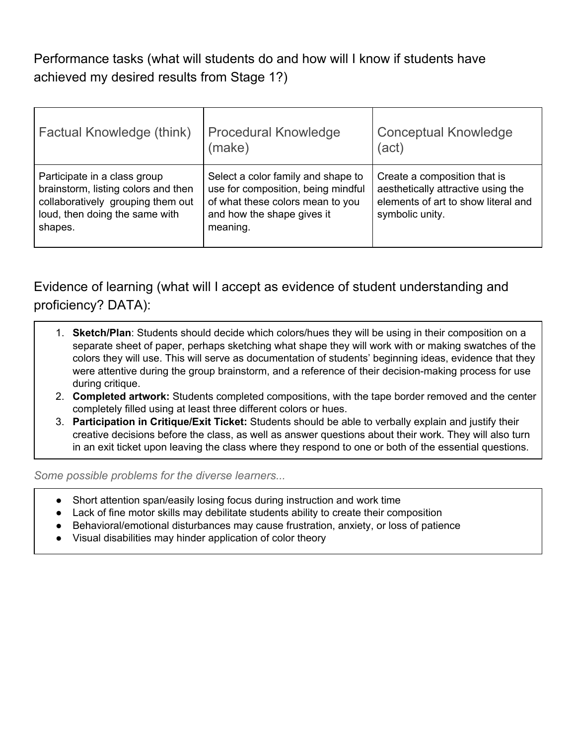Performance tasks (what will students do and how will I know if students have achieved my desired results from Stage 1?)

| Factual Knowledge (think) | Procedural Knowledge (make) | Conceptual Knowledge (act) |
| --- | --- | --- |
| Participate in a class group brainstorm, listing colors and then collaboratively grouping them out loud, then doing the same with shapes. | Select a color family and shape to use for composition, being mindful of what these colors mean to you and how the shape gives it meaning. | Create a composition that is aesthetically attractive using the elements of art to show literal and symbolic unity. |

Evidence of learning (what will I accept as evidence of student understanding and proficiency? DATA):

1. **Sketch/Plan**: Students should decide which colors/hues they will be using in their composition on a separate sheet of paper, perhaps sketching what shape they will work with or making swatches of the colors they will use. This will serve as documentation of students' beginning ideas, evidence that they were attentive during the group brainstorm, and a reference of their decision-making process for use during critique.
2. **Completed artwork:** Students completed compositions, with the tape border removed and the center completely filled using at least three different colors or hues.
3. **Participation in Critique/Exit Ticket:** Students should be able to verbally explain and justify their creative decisions before the class, as well as answer questions about their work. They will also turn in an exit ticket upon leaving the class where they respond to one or both of the essential questions.

*Some possible problems for the diverse learners...*

- Short attention span/easily losing focus during instruction and work time
- Lack of fine motor skills may debilitate students ability to create their composition
- Behavioral/emotional disturbances may cause frustration, anxiety, or loss of patience
- Visual disabilities may hinder application of color theory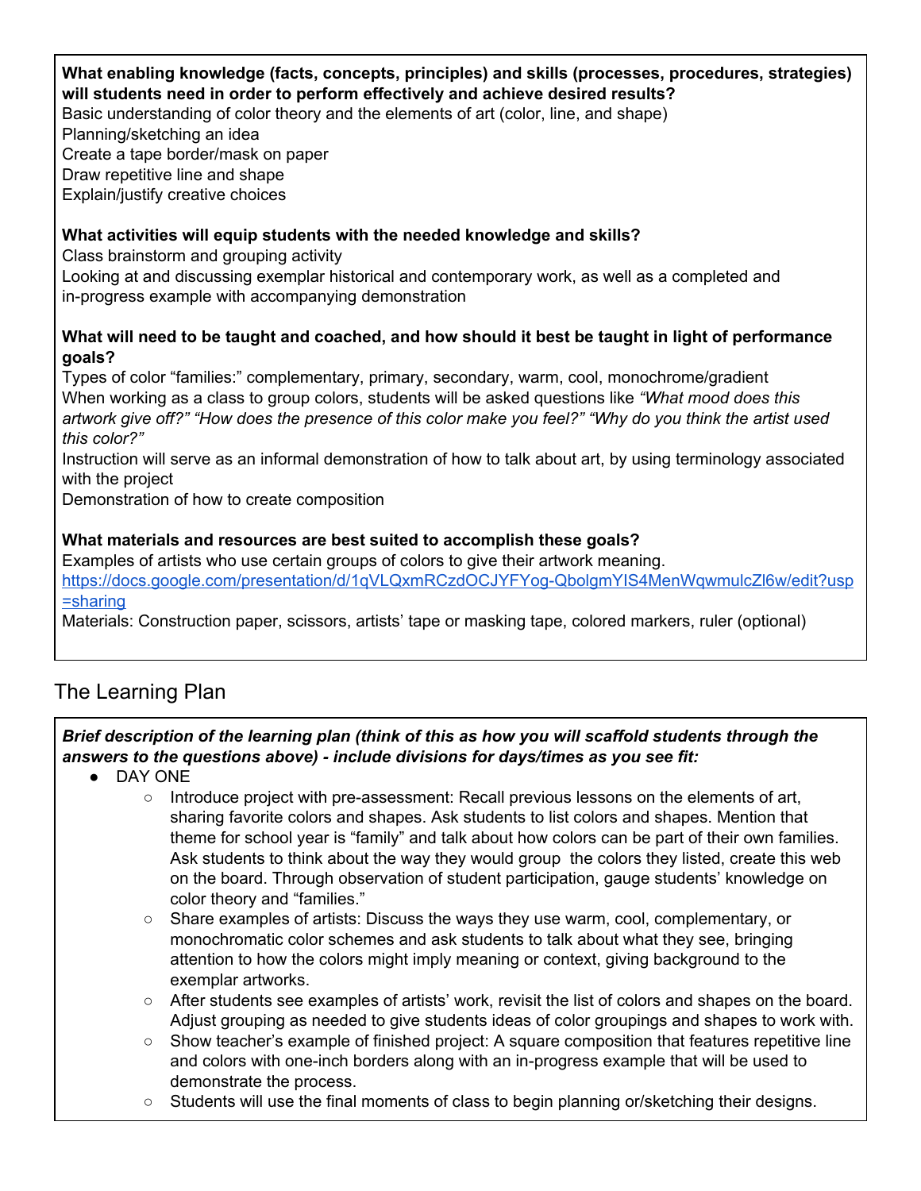**What enabling knowledge (facts, concepts, principles) and skills (processes, procedures, strategies) will students need in order to perform effectively and achieve desired results?**

Basic understanding of color theory and the elements of art (color, line, and shape)
Planning/sketching an idea
Create a tape border/mask on paper
Draw repetitive line and shape
Explain/justify creative choices

**What activities will equip students with the needed knowledge and skills?**

Class brainstorm and grouping activity
Looking at and discussing exemplar historical and contemporary work, as well as a completed and in-progress example with accompanying demonstration

**What will need to be taught and coached, and how should it best be taught in light of performance goals?**

Types of color "families:" complementary, primary, secondary, warm, cool, monochrome/gradient
When working as a class to group colors, students will be asked questions like *"What mood does this artwork give off?" "How does the presence of this color make you feel?" "Why do you think the artist used this color?"*
Instruction will serve as an informal demonstration of how to talk about art, by using terminology associated with the project
Demonstration of how to create composition

**What materials and resources are best suited to accomplish these goals?**

Examples of artists who use certain groups of colors to give their artwork meaning.
[https://docs.google.com/presentation/d/1qVLQxmRCzdOCJYFYog-QbolgmYIS4MenWqwmulcZl6w/edit?usp=sharing](https://docs.google.com/presentation/d/1qVLQxmRCzdOCJYFYog-QbolgmYIS4MenWqwmulcZl6w/edit?usp=sharing)
Materials: Construction paper, scissors, artists' tape or masking tape, colored markers, ruler (optional)

## The Learning Plan

***Brief description of the learning plan (think of this as how you will scaffold students through the answers to the questions above) - include divisions for days/times as you see fit:***

- DAY ONE
  - Introduce project with pre-assessment: Recall previous lessons on the elements of art, sharing favorite colors and shapes. Ask students to list colors and shapes. Mention that theme for school year is "family" and talk about how colors can be part of their own families. Ask students to think about the way they would group the colors they listed, create this web on the board. Through observation of student participation, gauge students' knowledge on color theory and "families."
  - Share examples of artists: Discuss the ways they use warm, cool, complementary, or monochromatic color schemes and ask students to talk about what they see, bringing attention to how the colors might imply meaning or context, giving background to the exemplar artworks.
  - After students see examples of artists' work, revisit the list of colors and shapes on the board. Adjust grouping as needed to give students ideas of color groupings and shapes to work with.
  - Show teacher's example of finished project: A square composition that features repetitive line and colors with one-inch borders along with an in-progress example that will be used to demonstrate the process.
  - Students will use the final moments of class to begin planning or/sketching their designs.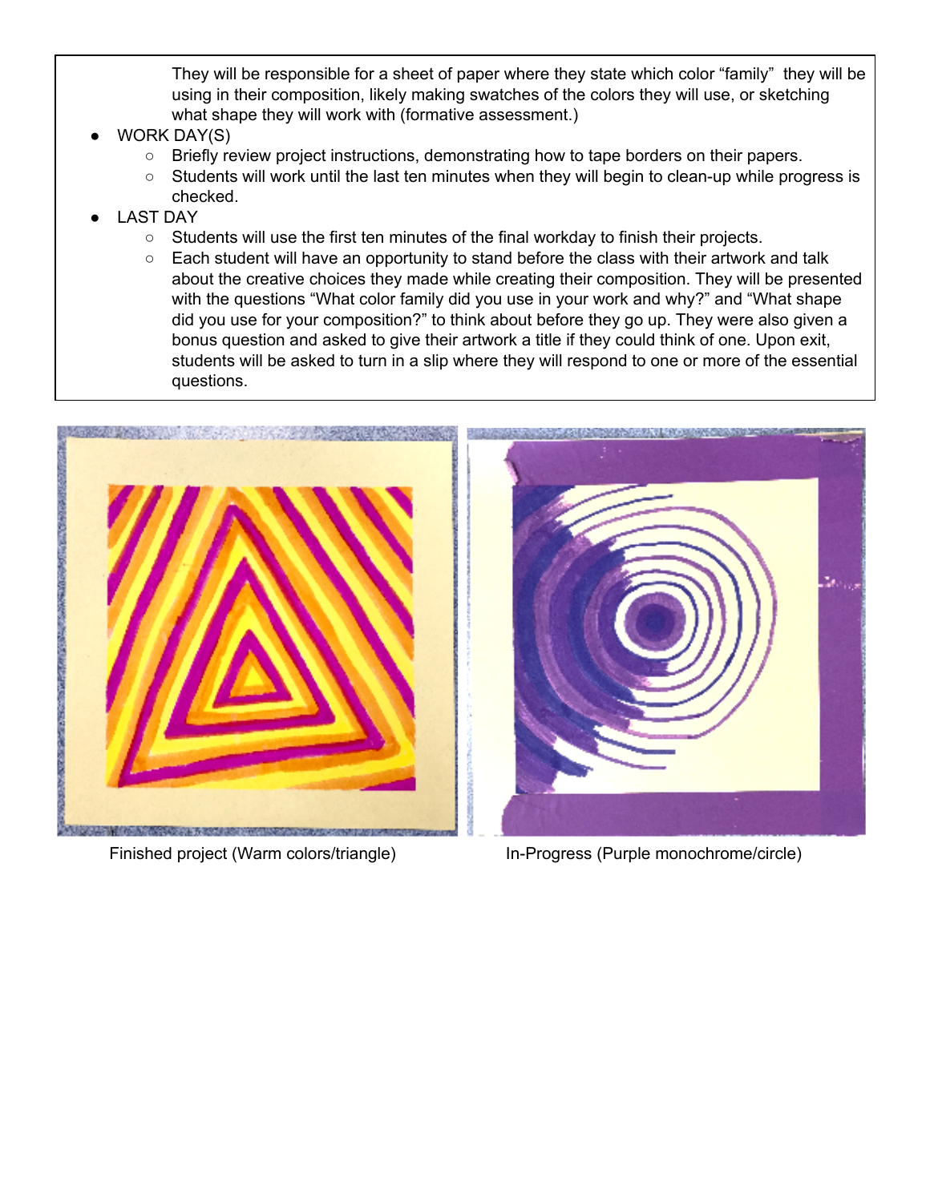They will be responsible for a sheet of paper where they state which color "family" they will be using in their composition, likely making swatches of the colors they will use, or sketching what shape they will work with (formative assessment.)

- WORK DAY(S)
  - Briefly review project instructions, demonstrating how to tape borders on their papers.
  - Students will work until the last ten minutes when they will begin to clean-up while progress is checked.
- LAST DAY
  - Students will use the first ten minutes of the final workday to finish their projects.
  - Each student will have an opportunity to stand before the class with their artwork and talk about the creative choices they made while creating their composition. They will be presented with the questions "What color family did you use in your work and why?" and "What shape did you use for your composition?" to think about before they go up. They were also given a bonus question and asked to give their artwork a title if they could think of one. Upon exit, students will be asked to turn in a slip where they will respond to one or more of the essential questions.

Finished project (Warm colors/triangle)

In-Progress (Purple monochrome/circle)